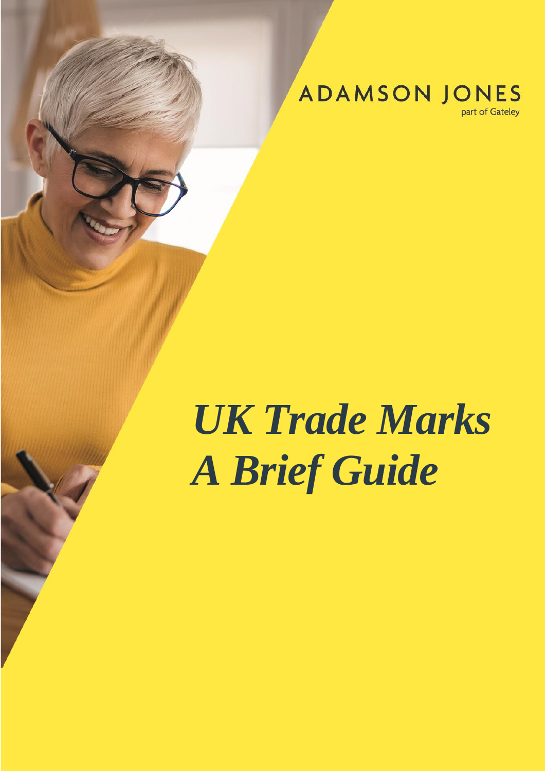ADAMSON JONES
part of Gateley

# *UK Trade Marks*
# *A Brief Guide*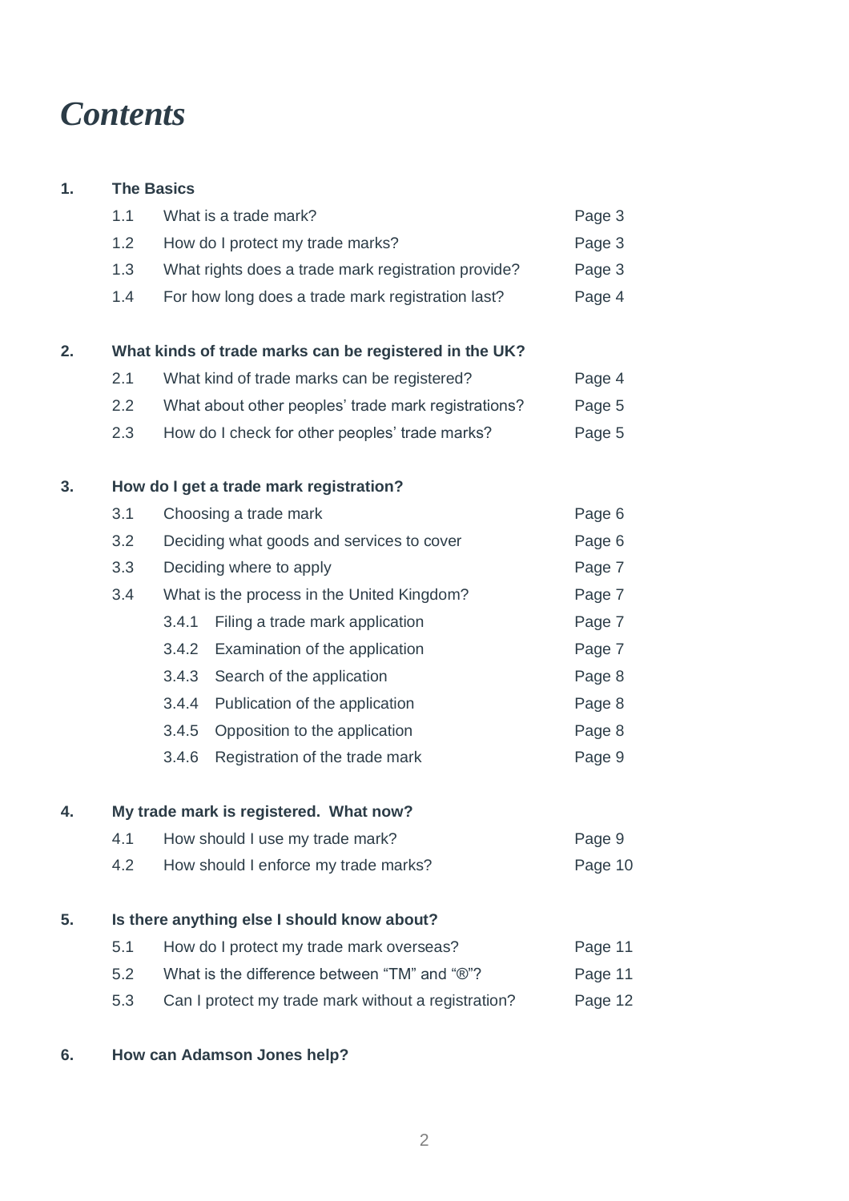# *Contents*

**1. The Basics**

| | | |
|---|---|---|
| 1.1 | What is a trade mark? | Page 3 |
| 1.2 | How do I protect my trade marks? | Page 3 |
| 1.3 | What rights does a trade mark registration provide? | Page 3 |
| 1.4 | For how long does a trade mark registration last? | Page 4 |

**2. What kinds of trade marks can be registered in the UK?**

| | | |
|---|---|---|
| 2.1 | What kind of trade marks can be registered? | Page 4 |
| 2.2 | What about other peoples' trade mark registrations? | Page 5 |
| 2.3 | How do I check for other peoples' trade marks? | Page 5 |

**3. How do I get a trade mark registration?**

| | | |
|---|---|---|
| 3.1 | Choosing a trade mark | Page 6 |
| 3.2 | Deciding what goods and services to cover | Page 6 |
| 3.3 | Deciding where to apply | Page 7 |
| 3.4 | What is the process in the United Kingdom? | Page 7 |
| 3.4.1 | Filing a trade mark application | Page 7 |
| 3.4.2 | Examination of the application | Page 7 |
| 3.4.3 | Search of the application | Page 8 |
| 3.4.4 | Publication of the application | Page 8 |
| 3.4.5 | Opposition to the application | Page 8 |
| 3.4.6 | Registration of the trade mark | Page 9 |

**4. My trade mark is registered. What now?**

| | | |
|---|---|---|
| 4.1 | How should I use my trade mark? | Page 9 |
| 4.2 | How should I enforce my trade marks? | Page 10 |

**5. Is there anything else I should know about?**

| | | |
|---|---|---|
| 5.1 | How do I protect my trade mark overseas? | Page 11 |
| 5.2 | What is the difference between "TM" and "®"? | Page 11 |
| 5.3 | Can I protect my trade mark without a registration? | Page 12 |

**6. How can Adamson Jones help?**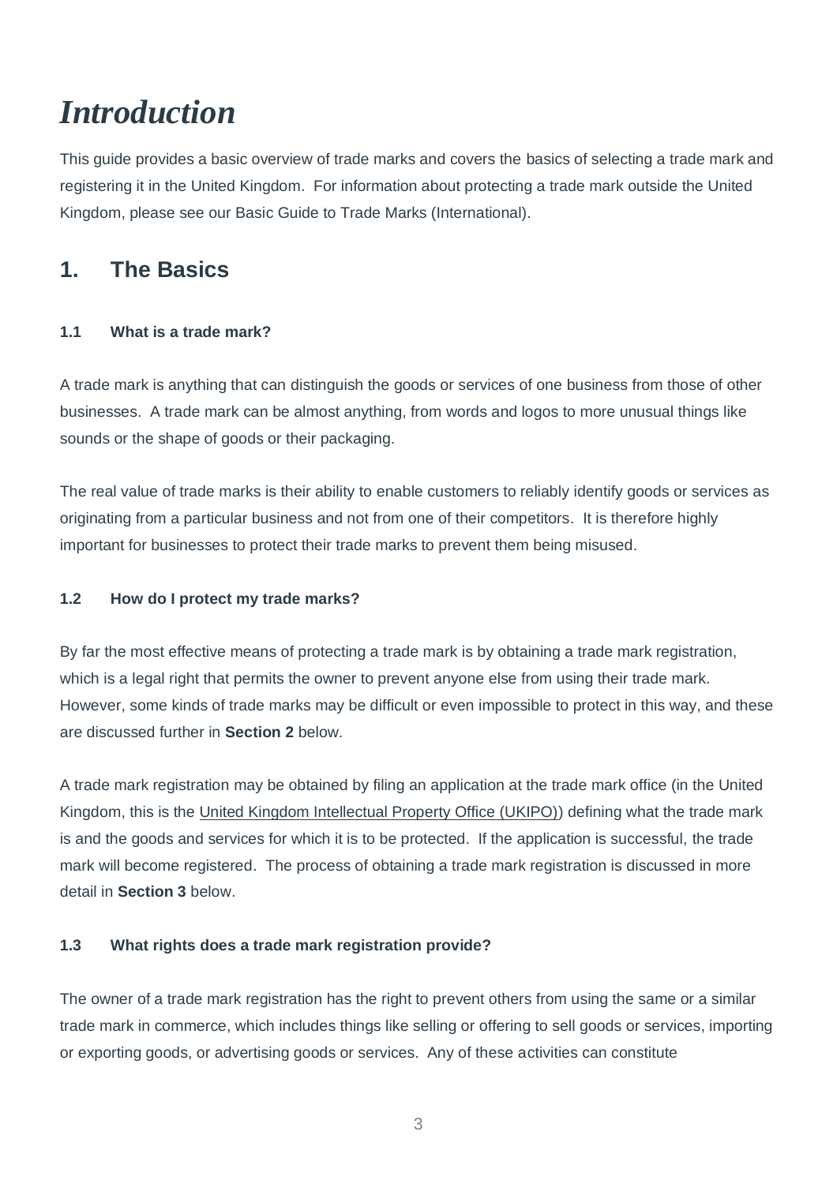# *Introduction*

This guide provides a basic overview of trade marks and covers the basics of selecting a trade mark and registering it in the United Kingdom. For information about protecting a trade mark outside the United Kingdom, please see our Basic Guide to Trade Marks (International).

## 1. The Basics

#### 1.1 What is a trade mark?

A trade mark is anything that can distinguish the goods or services of one business from those of other businesses. A trade mark can be almost anything, from words and logos to more unusual things like sounds or the shape of goods or their packaging.

The real value of trade marks is their ability to enable customers to reliably identify goods or services as originating from a particular business and not from one of their competitors. It is therefore highly important for businesses to protect their trade marks to prevent them being misused.

#### 1.2 How do I protect my trade marks?

By far the most effective means of protecting a trade mark is by obtaining a trade mark registration, which is a legal right that permits the owner to prevent anyone else from using their trade mark. However, some kinds of trade marks may be difficult or even impossible to protect in this way, and these are discussed further in **Section 2** below.

A trade mark registration may be obtained by filing an application at the trade mark office (in the United Kingdom, this is the United Kingdom Intellectual Property Office (UKIPO)) defining what the trade mark is and the goods and services for which it is to be protected. If the application is successful, the trade mark will become registered. The process of obtaining a trade mark registration is discussed in more detail in **Section 3** below.

#### 1.3 What rights does a trade mark registration provide?

The owner of a trade mark registration has the right to prevent others from using the same or a similar trade mark in commerce, which includes things like selling or offering to sell goods or services, importing or exporting goods, or advertising goods or services. Any of these activities can constitute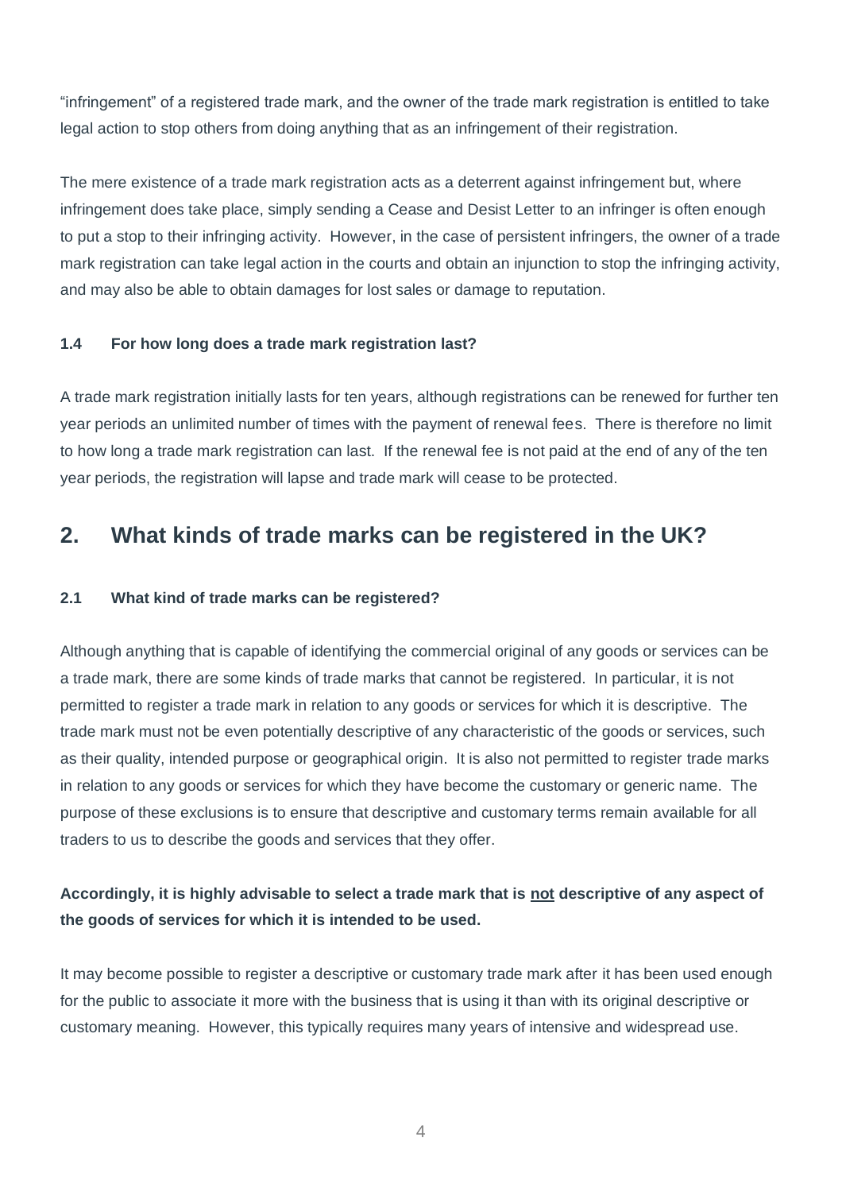“infringement” of a registered trade mark, and the owner of the trade mark registration is entitled to take legal action to stop others from doing anything that as an infringement of their registration.

The mere existence of a trade mark registration acts as a deterrent against infringement but, where infringement does take place, simply sending a Cease and Desist Letter to an infringer is often enough to put a stop to their infringing activity. However, in the case of persistent infringers, the owner of a trade mark registration can take legal action in the courts and obtain an injunction to stop the infringing activity, and may also be able to obtain damages for lost sales or damage to reputation.

### 1.4 For how long does a trade mark registration last?

A trade mark registration initially lasts for ten years, although registrations can be renewed for further ten year periods an unlimited number of times with the payment of renewal fees. There is therefore no limit to how long a trade mark registration can last. If the renewal fee is not paid at the end of any of the ten year periods, the registration will lapse and trade mark will cease to be protected.

## 2. What kinds of trade marks can be registered in the UK?

### 2.1 What kind of trade marks can be registered?

Although anything that is capable of identifying the commercial original of any goods or services can be a trade mark, there are some kinds of trade marks that cannot be registered. In particular, it is not permitted to register a trade mark in relation to any goods or services for which it is descriptive. The trade mark must not be even potentially descriptive of any characteristic of the goods or services, such as their quality, intended purpose or geographical origin. It is also not permitted to register trade marks in relation to any goods or services for which they have become the customary or generic name. The purpose of these exclusions is to ensure that descriptive and customary terms remain available for all traders to us to describe the goods and services that they offer.

**Accordingly, it is highly advisable to select a trade mark that is <u>not</u> descriptive of any aspect of the goods of services for which it is intended to be used.**

It may become possible to register a descriptive or customary trade mark after it has been used enough for the public to associate it more with the business that is using it than with its original descriptive or customary meaning. However, this typically requires many years of intensive and widespread use.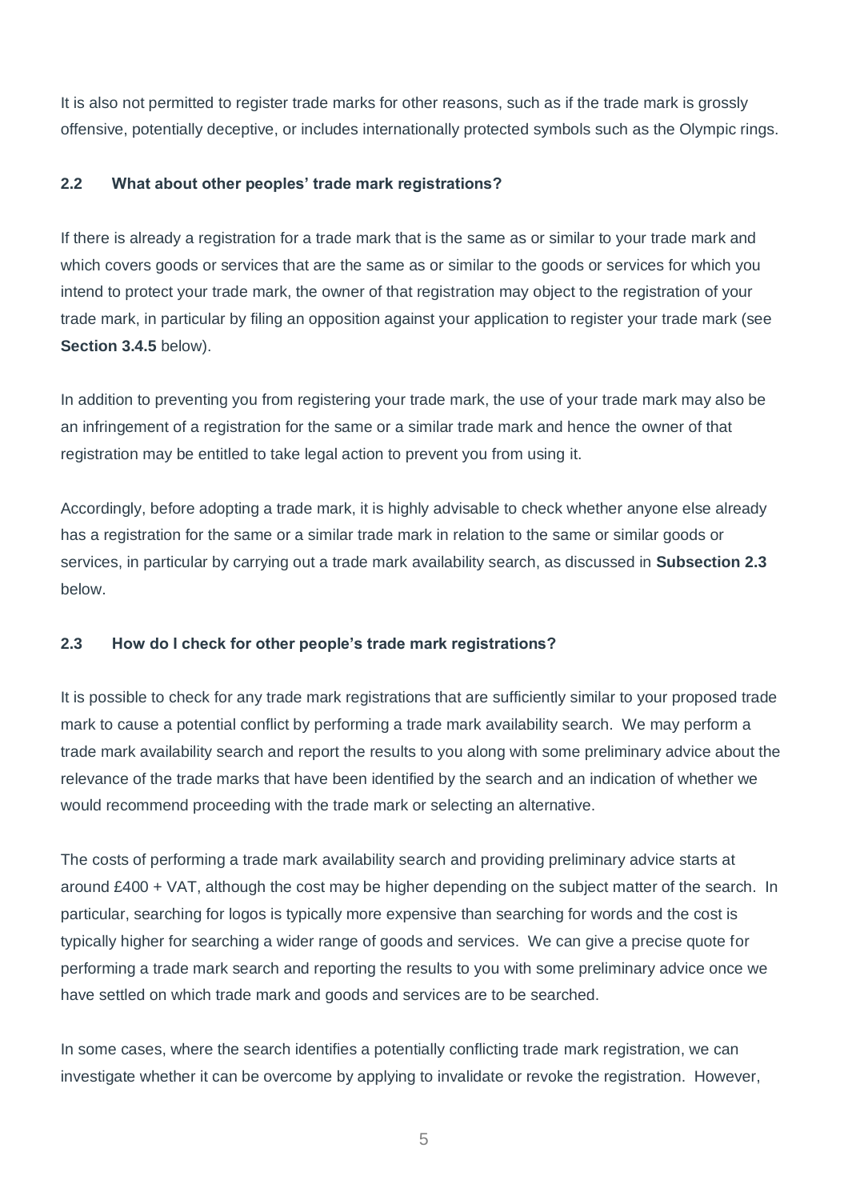It is also not permitted to register trade marks for other reasons, such as if the trade mark is grossly offensive, potentially deceptive, or includes internationally protected symbols such as the Olympic rings.

### 2.2 What about other peoples' trade mark registrations?

If there is already a registration for a trade mark that is the same as or similar to your trade mark and which covers goods or services that are the same as or similar to the goods or services for which you intend to protect your trade mark, the owner of that registration may object to the registration of your trade mark, in particular by filing an opposition against your application to register your trade mark (see **Section 3.4.5** below).

In addition to preventing you from registering your trade mark, the use of your trade mark may also be an infringement of a registration for the same or a similar trade mark and hence the owner of that registration may be entitled to take legal action to prevent you from using it.

Accordingly, before adopting a trade mark, it is highly advisable to check whether anyone else already has a registration for the same or a similar trade mark in relation to the same or similar goods or services, in particular by carrying out a trade mark availability search, as discussed in **Subsection 2.3** below.

### 2.3 How do I check for other people's trade mark registrations?

It is possible to check for any trade mark registrations that are sufficiently similar to your proposed trade mark to cause a potential conflict by performing a trade mark availability search. We may perform a trade mark availability search and report the results to you along with some preliminary advice about the relevance of the trade marks that have been identified by the search and an indication of whether we would recommend proceeding with the trade mark or selecting an alternative.

The costs of performing a trade mark availability search and providing preliminary advice starts at around £400 + VAT, although the cost may be higher depending on the subject matter of the search. In particular, searching for logos is typically more expensive than searching for words and the cost is typically higher for searching a wider range of goods and services. We can give a precise quote for performing a trade mark search and reporting the results to you with some preliminary advice once we have settled on which trade mark and goods and services are to be searched.

In some cases, where the search identifies a potentially conflicting trade mark registration, we can investigate whether it can be overcome by applying to invalidate or revoke the registration. However,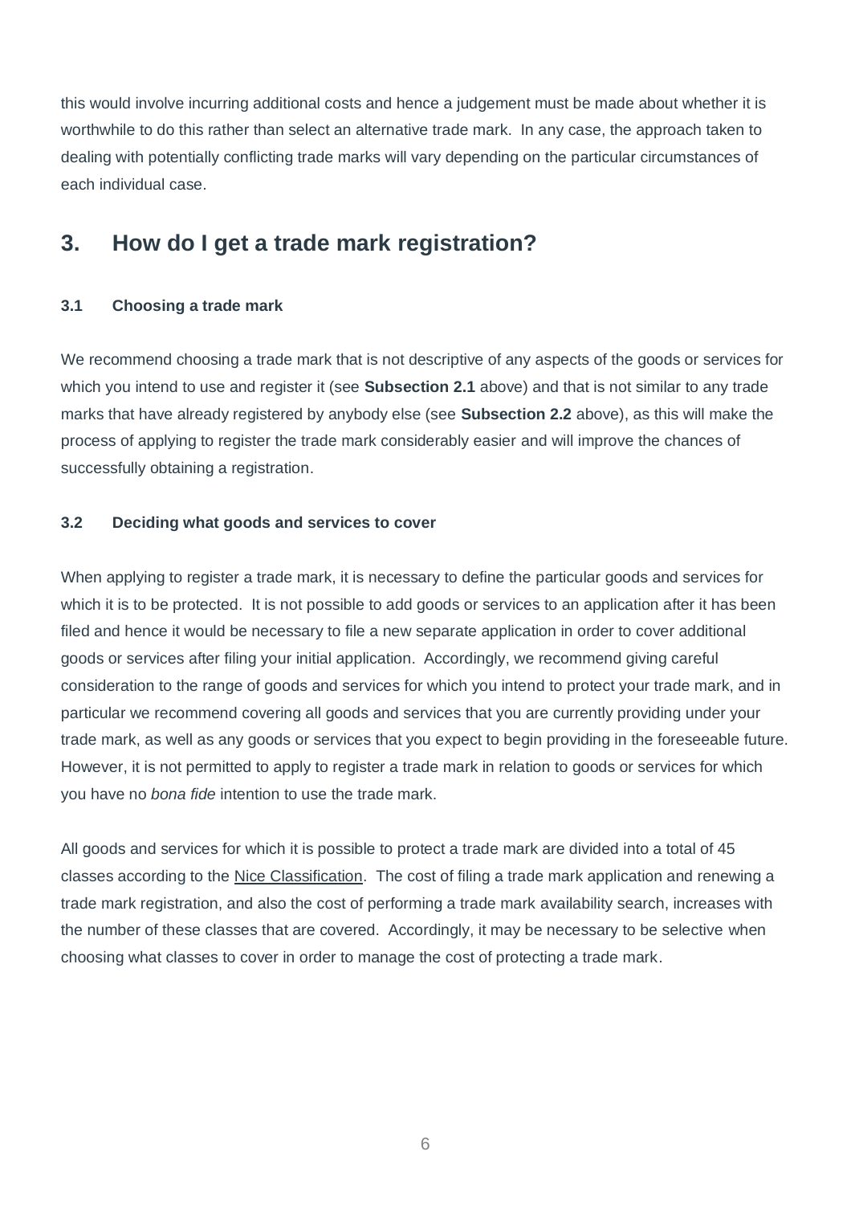this would involve incurring additional costs and hence a judgement must be made about whether it is worthwhile to do this rather than select an alternative trade mark. In any case, the approach taken to dealing with potentially conflicting trade marks will vary depending on the particular circumstances of each individual case.

## 3. How do I get a trade mark registration?

### 3.1 Choosing a trade mark

We recommend choosing a trade mark that is not descriptive of any aspects of the goods or services for which you intend to use and register it (see **Subsection 2.1** above) and that is not similar to any trade marks that have already registered by anybody else (see **Subsection 2.2** above), as this will make the process of applying to register the trade mark considerably easier and will improve the chances of successfully obtaining a registration.

### 3.2 Deciding what goods and services to cover

When applying to register a trade mark, it is necessary to define the particular goods and services for which it is to be protected. It is not possible to add goods or services to an application after it has been filed and hence it would be necessary to file a new separate application in order to cover additional goods or services after filing your initial application. Accordingly, we recommend giving careful consideration to the range of goods and services for which you intend to protect your trade mark, and in particular we recommend covering all goods and services that you are currently providing under your trade mark, as well as any goods or services that you expect to begin providing in the foreseeable future. However, it is not permitted to apply to register a trade mark in relation to goods or services for which you have no *bona fide* intention to use the trade mark.

All goods and services for which it is possible to protect a trade mark are divided into a total of 45 classes according to the Nice Classification. The cost of filing a trade mark application and renewing a trade mark registration, and also the cost of performing a trade mark availability search, increases with the number of these classes that are covered. Accordingly, it may be necessary to be selective when choosing what classes to cover in order to manage the cost of protecting a trade mark.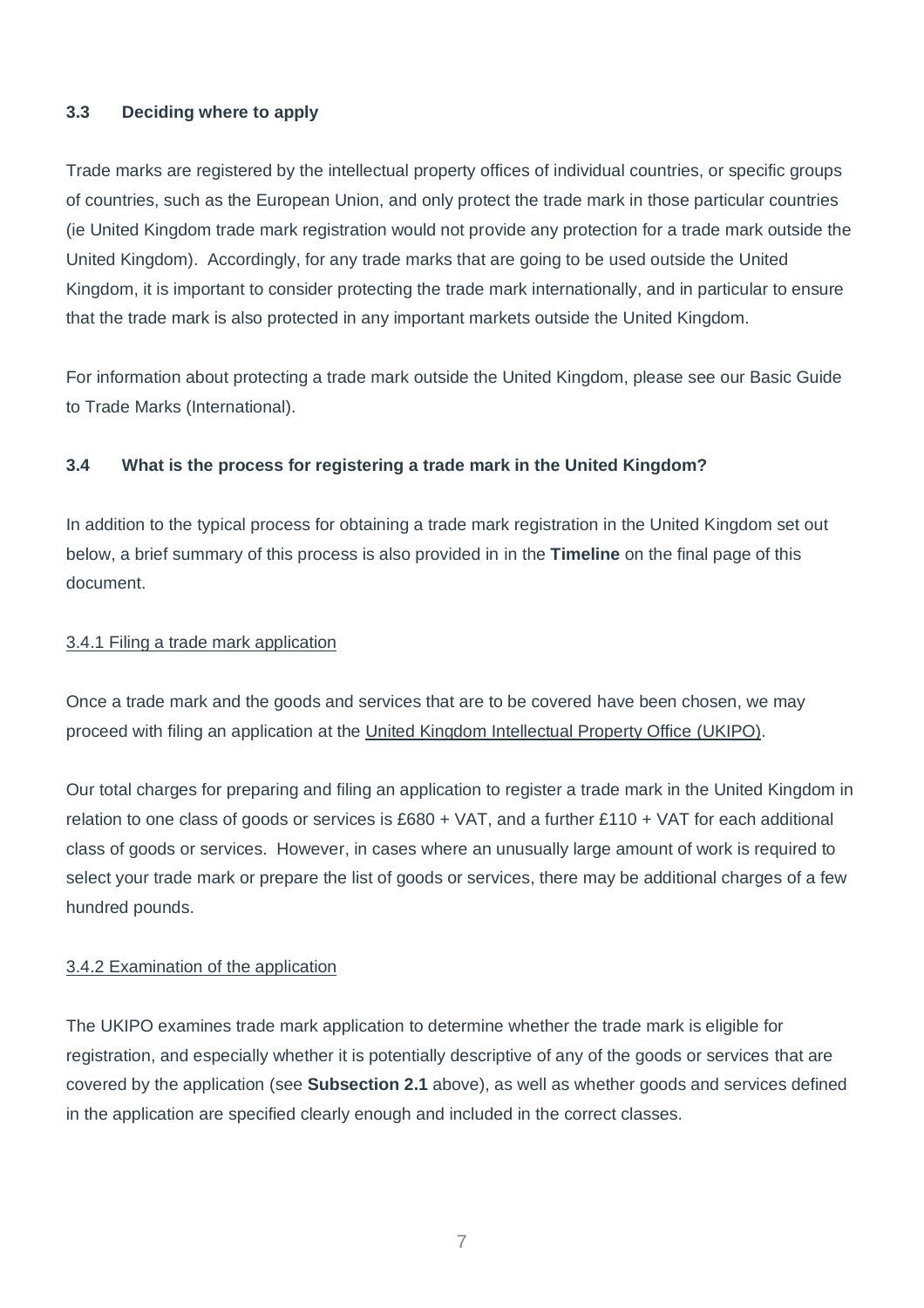### 3.3 Deciding where to apply

Trade marks are registered by the intellectual property offices of individual countries, or specific groups of countries, such as the European Union, and only protect the trade mark in those particular countries (ie United Kingdom trade mark registration would not provide any protection for a trade mark outside the United Kingdom). Accordingly, for any trade marks that are going to be used outside the United Kingdom, it is important to consider protecting the trade mark internationally, and in particular to ensure that the trade mark is also protected in any important markets outside the United Kingdom.

For information about protecting a trade mark outside the United Kingdom, please see our Basic Guide to Trade Marks (International).

### 3.4 What is the process for registering a trade mark in the United Kingdom?

In addition to the typical process for obtaining a trade mark registration in the United Kingdom set out below, a brief summary of this process is also provided in in the **Timeline** on the final page of this document.

#### 3.4.1 Filing a trade mark application

Once a trade mark and the goods and services that are to be covered have been chosen, we may proceed with filing an application at the United Kingdom Intellectual Property Office (UKIPO).

Our total charges for preparing and filing an application to register a trade mark in the United Kingdom in relation to one class of goods or services is £680 + VAT, and a further £110 + VAT for each additional class of goods or services. However, in cases where an unusually large amount of work is required to select your trade mark or prepare the list of goods or services, there may be additional charges of a few hundred pounds.

#### 3.4.2 Examination of the application

The UKIPO examines trade mark application to determine whether the trade mark is eligible for registration, and especially whether it is potentially descriptive of any of the goods or services that are covered by the application (see **Subsection 2.1** above), as well as whether goods and services defined in the application are specified clearly enough and included in the correct classes.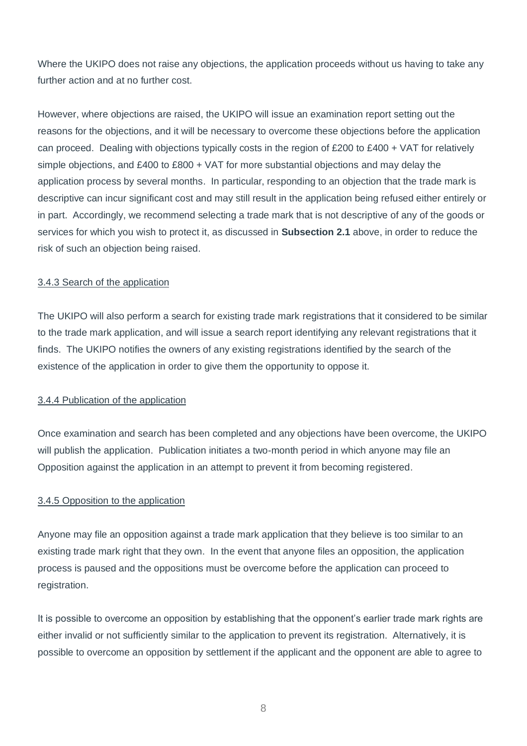Where the UKIPO does not raise any objections, the application proceeds without us having to take any further action and at no further cost.

However, where objections are raised, the UKIPO will issue an examination report setting out the reasons for the objections, and it will be necessary to overcome these objections before the application can proceed. Dealing with objections typically costs in the region of £200 to £400 + VAT for relatively simple objections, and £400 to £800 + VAT for more substantial objections and may delay the application process by several months. In particular, responding to an objection that the trade mark is descriptive can incur significant cost and may still result in the application being refused either entirely or in part. Accordingly, we recommend selecting a trade mark that is not descriptive of any of the goods or services for which you wish to protect it, as discussed in **Subsection 2.1** above, in order to reduce the risk of such an objection being raised.

#### 3.4.3 Search of the application

The UKIPO will also perform a search for existing trade mark registrations that it considered to be similar to the trade mark application, and will issue a search report identifying any relevant registrations that it finds. The UKIPO notifies the owners of any existing registrations identified by the search of the existence of the application in order to give them the opportunity to oppose it.

#### 3.4.4 Publication of the application

Once examination and search has been completed and any objections have been overcome, the UKIPO will publish the application. Publication initiates a two-month period in which anyone may file an Opposition against the application in an attempt to prevent it from becoming registered.

#### 3.4.5 Opposition to the application

Anyone may file an opposition against a trade mark application that they believe is too similar to an existing trade mark right that they own. In the event that anyone files an opposition, the application process is paused and the oppositions must be overcome before the application can proceed to registration.

It is possible to overcome an opposition by establishing that the opponent's earlier trade mark rights are either invalid or not sufficiently similar to the application to prevent its registration. Alternatively, it is possible to overcome an opposition by settlement if the applicant and the opponent are able to agree to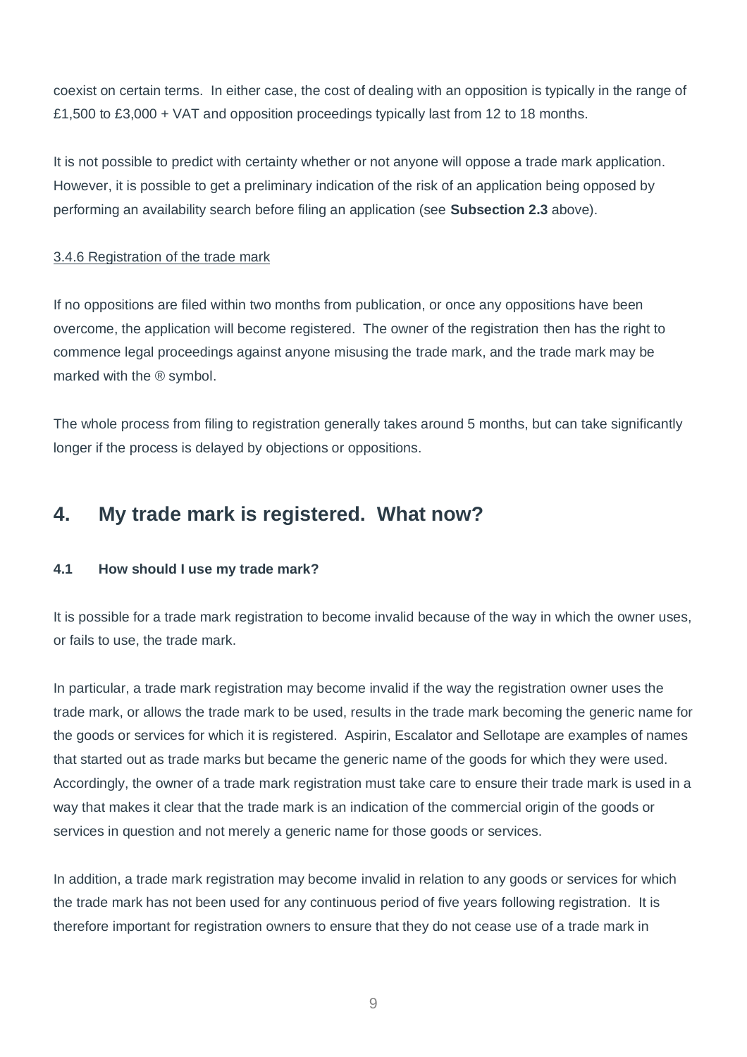coexist on certain terms. In either case, the cost of dealing with an opposition is typically in the range of £1,500 to £3,000 + VAT and opposition proceedings typically last from 12 to 18 months.

It is not possible to predict with certainty whether or not anyone will oppose a trade mark application. However, it is possible to get a preliminary indication of the risk of an application being opposed by performing an availability search before filing an application (see **Subsection 2.3** above).

#### 3.4.6 Registration of the trade mark

If no oppositions are filed within two months from publication, or once any oppositions have been overcome, the application will become registered. The owner of the registration then has the right to commence legal proceedings against anyone misusing the trade mark, and the trade mark may be marked with the ® symbol.

The whole process from filing to registration generally takes around 5 months, but can take significantly longer if the process is delayed by objections or oppositions.

## 4. My trade mark is registered. What now?

### 4.1 How should I use my trade mark?

It is possible for a trade mark registration to become invalid because of the way in which the owner uses, or fails to use, the trade mark.

In particular, a trade mark registration may become invalid if the way the registration owner uses the trade mark, or allows the trade mark to be used, results in the trade mark becoming the generic name for the goods or services for which it is registered. Aspirin, Escalator and Sellotape are examples of names that started out as trade marks but became the generic name of the goods for which they were used. Accordingly, the owner of a trade mark registration must take care to ensure their trade mark is used in a way that makes it clear that the trade mark is an indication of the commercial origin of the goods or services in question and not merely a generic name for those goods or services.

In addition, a trade mark registration may become invalid in relation to any goods or services for which the trade mark has not been used for any continuous period of five years following registration. It is therefore important for registration owners to ensure that they do not cease use of a trade mark in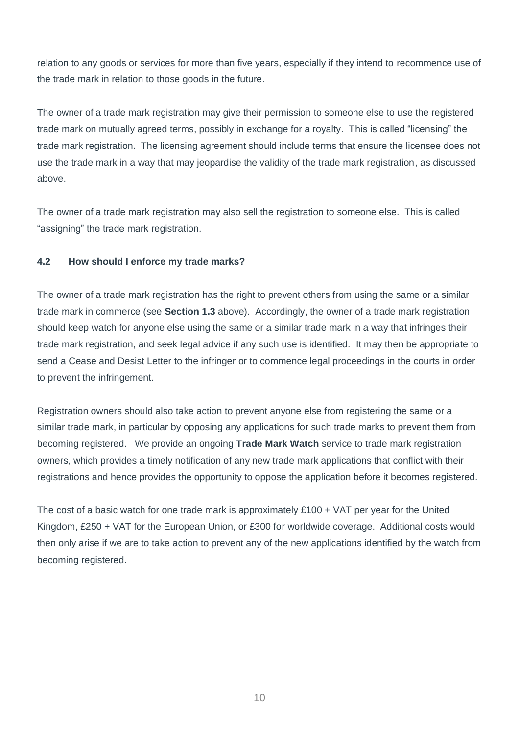relation to any goods or services for more than five years, especially if they intend to recommence use of the trade mark in relation to those goods in the future.

The owner of a trade mark registration may give their permission to someone else to use the registered trade mark on mutually agreed terms, possibly in exchange for a royalty. This is called "licensing" the trade mark registration. The licensing agreement should include terms that ensure the licensee does not use the trade mark in a way that may jeopardise the validity of the trade mark registration, as discussed above.

The owner of a trade mark registration may also sell the registration to someone else. This is called "assigning" the trade mark registration.

### 4.2 How should I enforce my trade marks?

The owner of a trade mark registration has the right to prevent others from using the same or a similar trade mark in commerce (see **Section 1.3** above). Accordingly, the owner of a trade mark registration should keep watch for anyone else using the same or a similar trade mark in a way that infringes their trade mark registration, and seek legal advice if any such use is identified. It may then be appropriate to send a Cease and Desist Letter to the infringer or to commence legal proceedings in the courts in order to prevent the infringement.

Registration owners should also take action to prevent anyone else from registering the same or a similar trade mark, in particular by opposing any applications for such trade marks to prevent them from becoming registered. We provide an ongoing **Trade Mark Watch** service to trade mark registration owners, which provides a timely notification of any new trade mark applications that conflict with their registrations and hence provides the opportunity to oppose the application before it becomes registered.

The cost of a basic watch for one trade mark is approximately £100 + VAT per year for the United Kingdom, £250 + VAT for the European Union, or £300 for worldwide coverage. Additional costs would then only arise if we are to take action to prevent any of the new applications identified by the watch from becoming registered.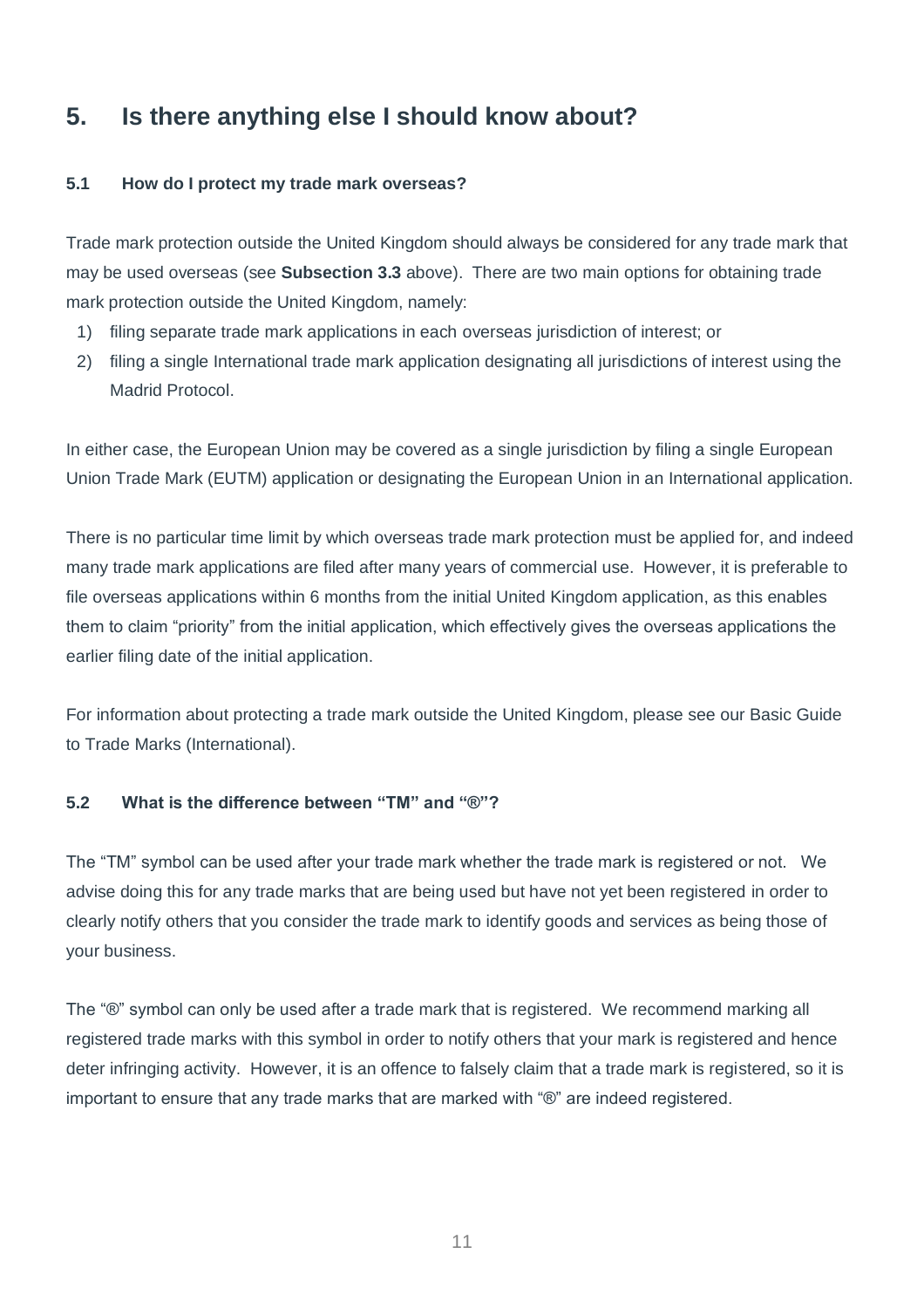## 5. Is there anything else I should know about?

### 5.1 How do I protect my trade mark overseas?

Trade mark protection outside the United Kingdom should always be considered for any trade mark that may be used overseas (see **Subsection 3.3** above). There are two main options for obtaining trade mark protection outside the United Kingdom, namely:

1) filing separate trade mark applications in each overseas jurisdiction of interest; or
2) filing a single International trade mark application designating all jurisdictions of interest using the Madrid Protocol.

In either case, the European Union may be covered as a single jurisdiction by filing a single European Union Trade Mark (EUTM) application or designating the European Union in an International application.

There is no particular time limit by which overseas trade mark protection must be applied for, and indeed many trade mark applications are filed after many years of commercial use. However, it is preferable to file overseas applications within 6 months from the initial United Kingdom application, as this enables them to claim "priority" from the initial application, which effectively gives the overseas applications the earlier filing date of the initial application.

For information about protecting a trade mark outside the United Kingdom, please see our Basic Guide to Trade Marks (International).

### 5.2 What is the difference between "TM" and "®"?

The "TM" symbol can be used after your trade mark whether the trade mark is registered or not. We advise doing this for any trade marks that are being used but have not yet been registered in order to clearly notify others that you consider the trade mark to identify goods and services as being those of your business.

The "®" symbol can only be used after a trade mark that is registered. We recommend marking all registered trade marks with this symbol in order to notify others that your mark is registered and hence deter infringing activity. However, it is an offence to falsely claim that a trade mark is registered, so it is important to ensure that any trade marks that are marked with "®" are indeed registered.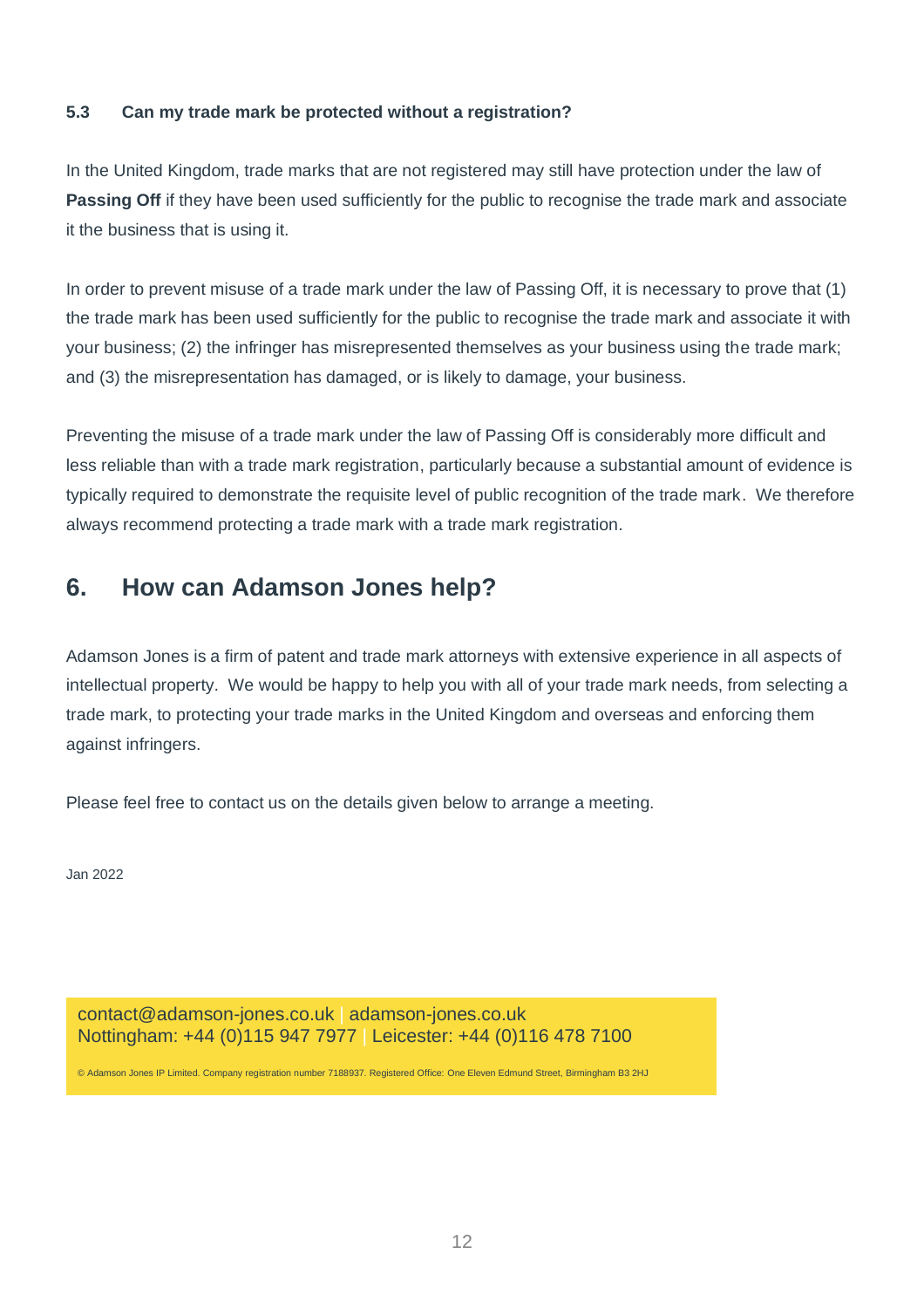### 5.3 Can my trade mark be protected without a registration?

In the United Kingdom, trade marks that are not registered may still have protection under the law of **Passing Off** if they have been used sufficiently for the public to recognise the trade mark and associate it the business that is using it.

In order to prevent misuse of a trade mark under the law of Passing Off, it is necessary to prove that (1) the trade mark has been used sufficiently for the public to recognise the trade mark and associate it with your business; (2) the infringer has misrepresented themselves as your business using the trade mark; and (3) the misrepresentation has damaged, or is likely to damage, your business.

Preventing the misuse of a trade mark under the law of Passing Off is considerably more difficult and less reliable than with a trade mark registration, particularly because a substantial amount of evidence is typically required to demonstrate the requisite level of public recognition of the trade mark. We therefore always recommend protecting a trade mark with a trade mark registration.

## 6. How can Adamson Jones help?

Adamson Jones is a firm of patent and trade mark attorneys with extensive experience in all aspects of intellectual property. We would be happy to help you with all of your trade mark needs, from selecting a trade mark, to protecting your trade marks in the United Kingdom and overseas and enforcing them against infringers.

Please feel free to contact us on the details given below to arrange a meeting.

Jan 2022

contact@adamson-jones.co.uk | adamson-jones.co.uk
Nottingham: +44 (0)115 947 7977 | Leicester: +44 (0)116 478 7100

© Adamson Jones IP Limited. Company registration number 7188937. Registered Office: One Eleven Edmund Street, Birmingham B3 2HJ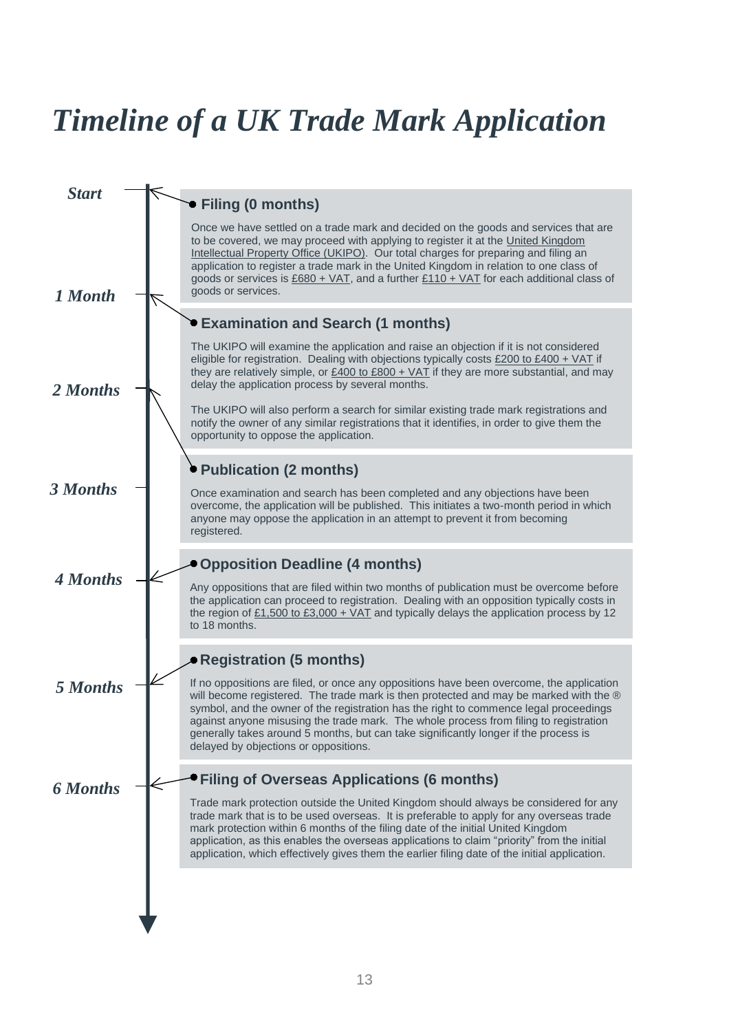# *Timeline of a UK Trade Mark Application*

*Start*

*1 Month*

*2 Months*

*3 Months*

*4 Months*

*5 Months*

*6 Months*

### Filing (0 months)

Once we have settled on a trade mark and decided on the goods and services that are to be covered, we may proceed with applying to register it at the United Kingdom Intellectual Property Office (UKIPO). Our total charges for preparing and filing an application to register a trade mark in the United Kingdom in relation to one class of goods or services is £680 + VAT, and a further £110 + VAT for each additional class of goods or services.

### Examination and Search (1 months)

The UKIPO will examine the application and raise an objection if it is not considered eligible for registration. Dealing with objections typically costs £200 to £400 + VAT if they are relatively simple, or £400 to £800 + VAT if they are more substantial, and may delay the application process by several months.

The UKIPO will also perform a search for similar existing trade mark registrations and notify the owner of any similar registrations that it identifies, in order to give them the opportunity to oppose the application.

### Publication (2 months)

Once examination and search has been completed and any objections have been overcome, the application will be published. This initiates a two-month period in which anyone may oppose the application in an attempt to prevent it from becoming registered.

### Opposition Deadline (4 months)

Any oppositions that are filed within two months of publication must be overcome before the application can proceed to registration. Dealing with an opposition typically costs in the region of £1,500 to £3,000 + VAT and typically delays the application process by 12 to 18 months.

### Registration (5 months)

If no oppositions are filed, or once any oppositions have been overcome, the application will become registered. The trade mark is then protected and may be marked with the ® symbol, and the owner of the registration has the right to commence legal proceedings against anyone misusing the trade mark. The whole process from filing to registration generally takes around 5 months, but can take significantly longer if the process is delayed by objections or oppositions.

### Filing of Overseas Applications (6 months)

Trade mark protection outside the United Kingdom should always be considered for any trade mark that is to be used overseas. It is preferable to apply for any overseas trade mark protection within 6 months of the filing date of the initial United Kingdom application, as this enables the overseas applications to claim "priority" from the initial application, which effectively gives them the earlier filing date of the initial application.